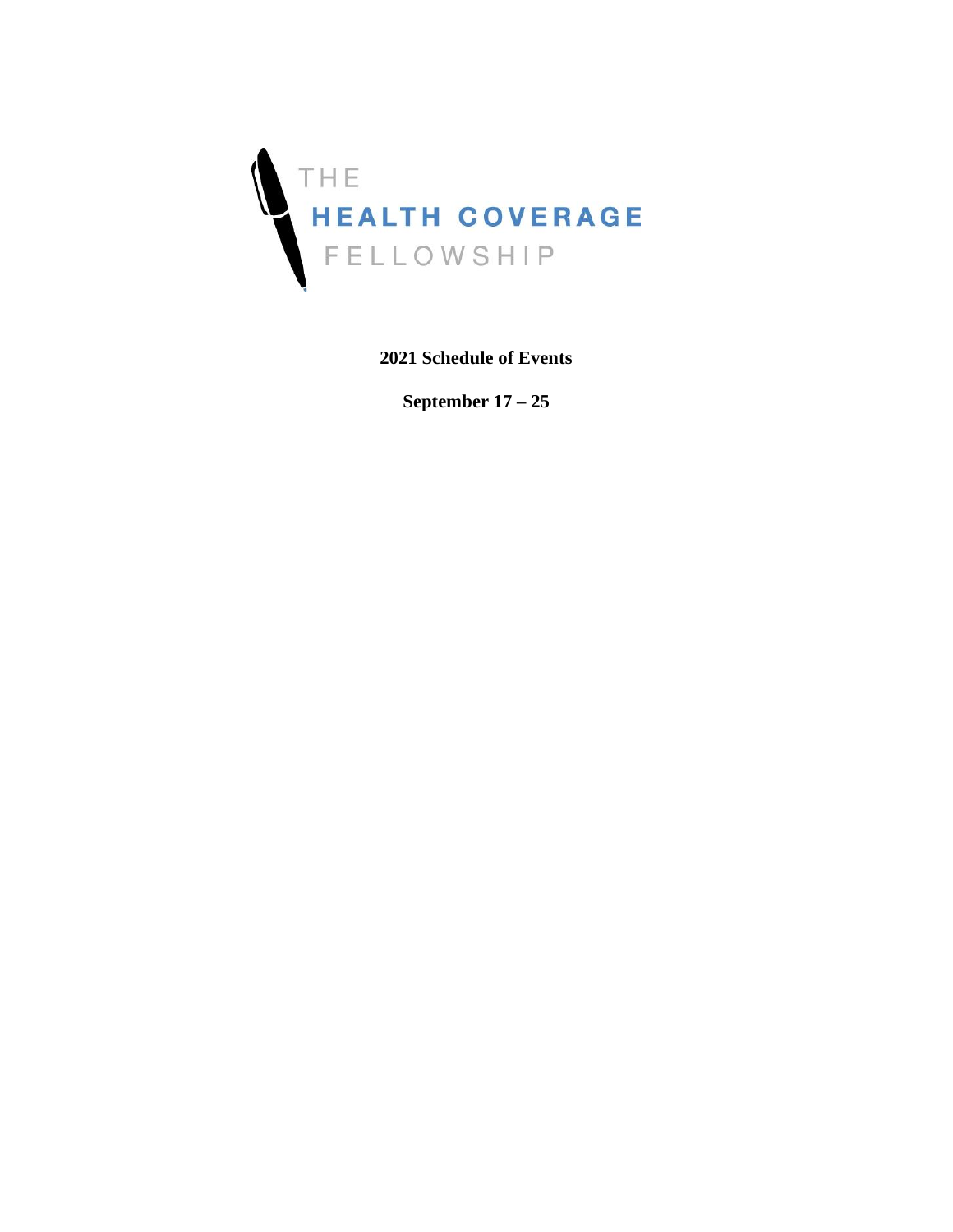THE

# HEALTH COVERAGE

FELLOWSHIP

**2021 Schedule of Events**

**September 17 – 25**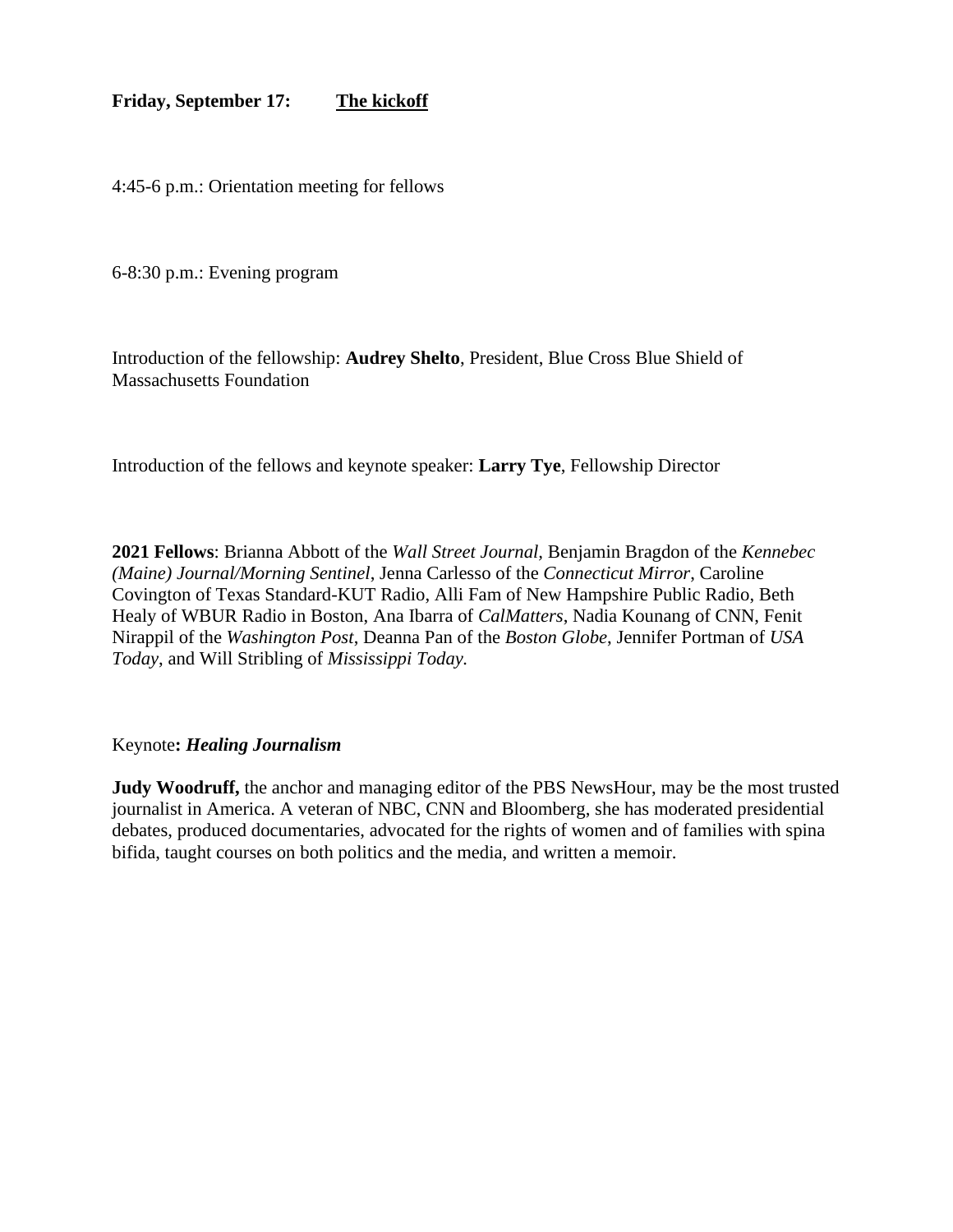**Friday, September 17:** <u>**The kickoff**</u>

4:45-6 p.m.: Orientation meeting for fellows

6-8:30 p.m.: Evening program

Introduction of the fellowship: **Audrey Shelto**, President, Blue Cross Blue Shield of Massachusetts Foundation

Introduction of the fellows and keynote speaker: **Larry Tye**, Fellowship Director

**2021 Fellows**: Brianna Abbott of the *Wall Street Journal*, Benjamin Bragdon of the *Kennebec (Maine) Journal/Morning Sentinel*, Jenna Carlesso of the *Connecticut Mirror*, Caroline Covington of Texas Standard-KUT Radio, Alli Fam of New Hampshire Public Radio, Beth Healy of WBUR Radio in Boston, Ana Ibarra of *CalMatters*, Nadia Kounang of CNN, Fenit Nirappil of the *Washington Post*, Deanna Pan of the *Boston Globe*, Jennifer Portman of *USA Today*, and Will Stribling of *Mississippi Today.*

Keynote**:** ***Healing Journalism***

**Judy Woodruff,** the anchor and managing editor of the PBS NewsHour, may be the most trusted journalist in America. A veteran of NBC, CNN and Bloomberg, she has moderated presidential debates, produced documentaries, advocated for the rights of women and of families with spina bifida, taught courses on both politics and the media, and written a memoir.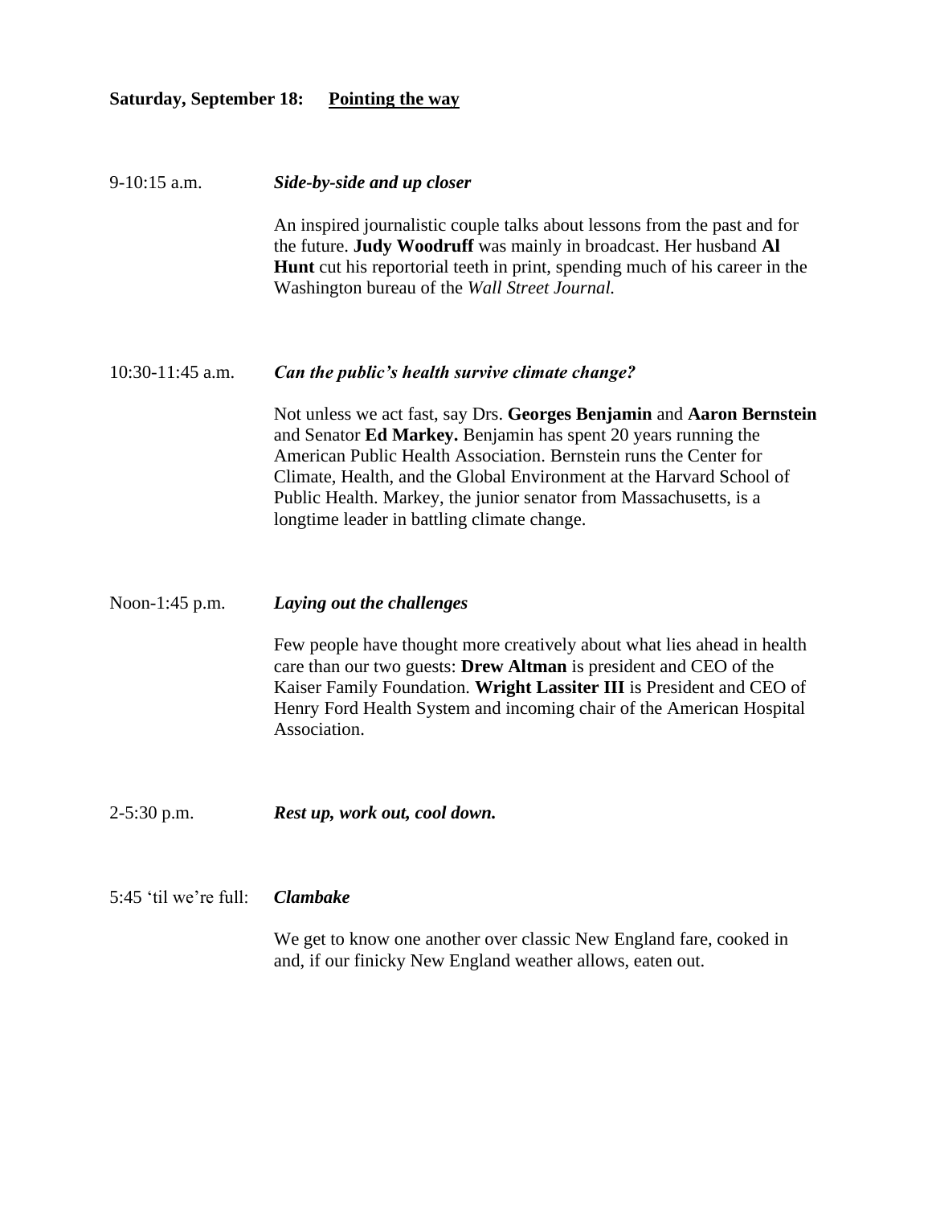**Saturday, September 18:** <u>**Pointing the way**</u>

9-10:15 a.m. ***Side-by-side and up closer***

An inspired journalistic couple talks about lessons from the past and for the future. **Judy Woodruff** was mainly in broadcast. Her husband **Al Hunt** cut his reportorial teeth in print, spending much of his career in the Washington bureau of the *Wall Street Journal.*

10:30-11:45 a.m. ***Can the public's health survive climate change?***

Not unless we act fast, say Drs. **Georges Benjamin** and **Aaron Bernstein** and Senator **Ed Markey.** Benjamin has spent 20 years running the American Public Health Association. Bernstein runs the Center for Climate, Health, and the Global Environment at the Harvard School of Public Health. Markey, the junior senator from Massachusetts, is a longtime leader in battling climate change.

Noon-1:45 p.m. ***Laying out the challenges***

Few people have thought more creatively about what lies ahead in health care than our two guests: **Drew Altman** is president and CEO of the Kaiser Family Foundation. **Wright Lassiter III** is President and CEO of Henry Ford Health System and incoming chair of the American Hospital Association.

2-5:30 p.m. ***Rest up, work out, cool down.***

5:45 'til we're full: ***Clambake***

We get to know one another over classic New England fare, cooked in and, if our finicky New England weather allows, eaten out.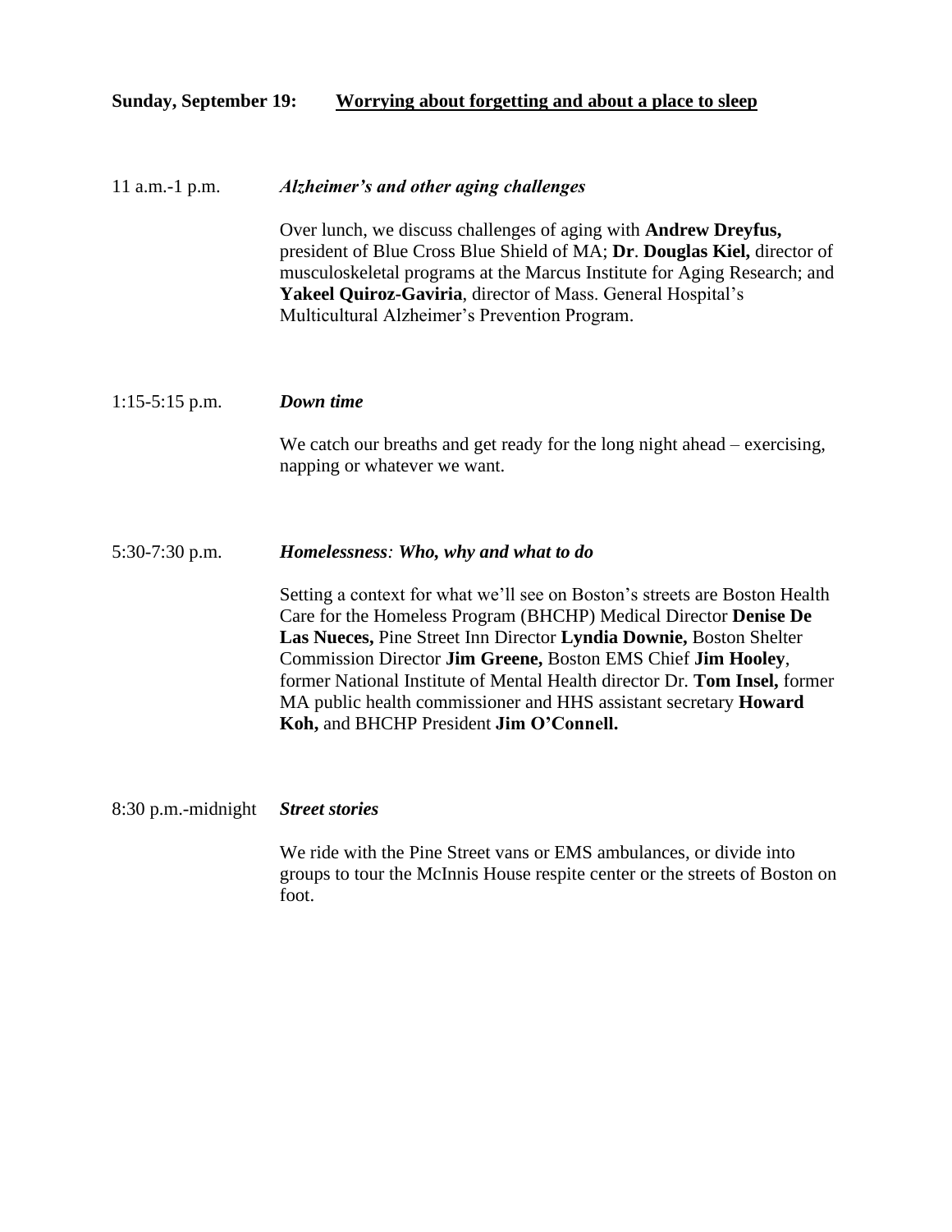**Sunday, September 19:** <u>**Worrying about forgetting and about a place to sleep**</u>

11 a.m.-1 p.m. ***Alzheimer's and other aging challenges***

Over lunch, we discuss challenges of aging with **Andrew Dreyfus,** president of Blue Cross Blue Shield of MA; **Dr**. **Douglas Kiel,** director of musculoskeletal programs at the Marcus Institute for Aging Research; and **Yakeel Quiroz-Gaviria**, director of Mass. General Hospital's Multicultural Alzheimer's Prevention Program.

1:15-5:15 p.m. ***Down time***

We catch our breaths and get ready for the long night ahead – exercising, napping or whatever we want.

5:30-7:30 p.m. ***Homelessness**: **Who, why and what to do***

Setting a context for what we'll see on Boston's streets are Boston Health Care for the Homeless Program (BHCHP) Medical Director **Denise De Las Nueces,** Pine Street Inn Director **Lyndia Downie,** Boston Shelter Commission Director **Jim Greene,** Boston EMS Chief **Jim Hooley**, former National Institute of Mental Health director Dr. **Tom Insel,** former MA public health commissioner and HHS assistant secretary **Howard Koh,** and BHCHP President **Jim O'Connell.**

8:30 p.m.-midnight ***Street stories***

We ride with the Pine Street vans or EMS ambulances, or divide into groups to tour the McInnis House respite center or the streets of Boston on foot.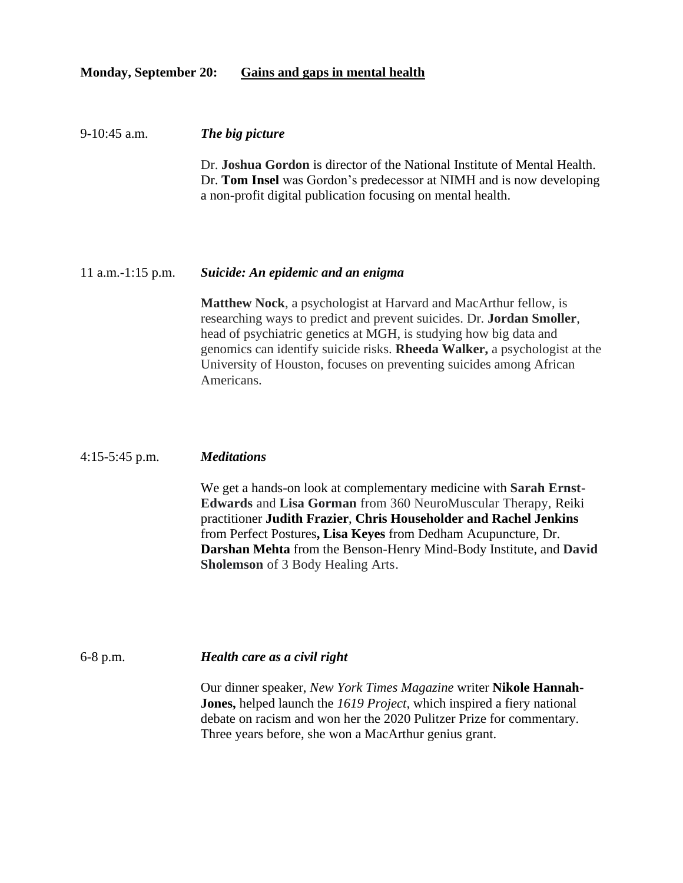**Monday, September 20:** **Gains and gaps in mental health**

9-10:45 a.m. ***The big picture***

Dr. **Joshua Gordon** is director of the National Institute of Mental Health. Dr. **Tom Insel** was Gordon's predecessor at NIMH and is now developing a non-profit digital publication focusing on mental health.

11 a.m.-1:15 p.m. ***Suicide: An epidemic and an enigma***

**Matthew Nock**, a psychologist at Harvard and MacArthur fellow, is researching ways to predict and prevent suicides. Dr. **Jordan Smoller**, head of psychiatric genetics at MGH, is studying how big data and genomics can identify suicide risks. **Rheeda Walker,** a psychologist at the University of Houston, focuses on preventing suicides among African Americans.

4:15-5:45 p.m. ***Meditations***

We get a hands-on look at complementary medicine with **Sarah Ernst-Edwards** and **Lisa Gorman** from 360 NeuroMuscular Therapy, Reiki practitioner **Judith Frazier**, **Chris Householder and Rachel Jenkins** from Perfect Postures**, Lisa Keyes** from Dedham Acupuncture, Dr. **Darshan Mehta** from the Benson-Henry Mind-Body Institute, and **David Sholemson** of 3 Body Healing Arts.

6-8 p.m. ***Health care as a civil right***

Our dinner speaker, *New York Times Magazine* writer **Nikole Hannah-Jones,** helped launch the *1619 Project*, which inspired a fiery national debate on racism and won her the 2020 Pulitzer Prize for commentary. Three years before, she won a MacArthur genius grant.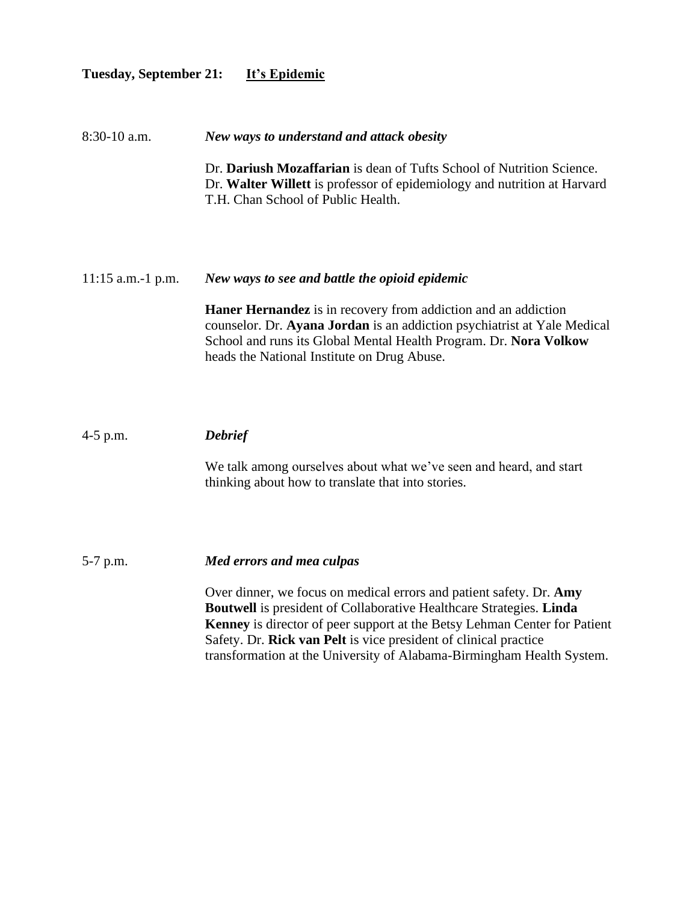**Tuesday, September 21:** <u>**It's Epidemic**</u>

8:30-10 a.m. ***New ways to understand and attack obesity***

Dr. **Dariush Mozaffarian** is dean of Tufts School of Nutrition Science. Dr. **Walter Willett** is professor of epidemiology and nutrition at Harvard T.H. Chan School of Public Health.

11:15 a.m.-1 p.m. ***New ways to see and battle the opioid epidemic***

**Haner Hernandez** is in recovery from addiction and an addiction counselor. Dr. **Ayana Jordan** is an addiction psychiatrist at Yale Medical School and runs its Global Mental Health Program. Dr. **Nora Volkow** heads the National Institute on Drug Abuse.

4-5 p.m. ***Debrief***

We talk among ourselves about what we've seen and heard, and start thinking about how to translate that into stories.

5-7 p.m. ***Med errors and mea culpas***

Over dinner, we focus on medical errors and patient safety. Dr. **Amy Boutwell** is president of Collaborative Healthcare Strategies. **Linda Kenney** is director of peer support at the Betsy Lehman Center for Patient Safety. Dr. **Rick van Pelt** is vice president of clinical practice transformation at the University of Alabama-Birmingham Health System.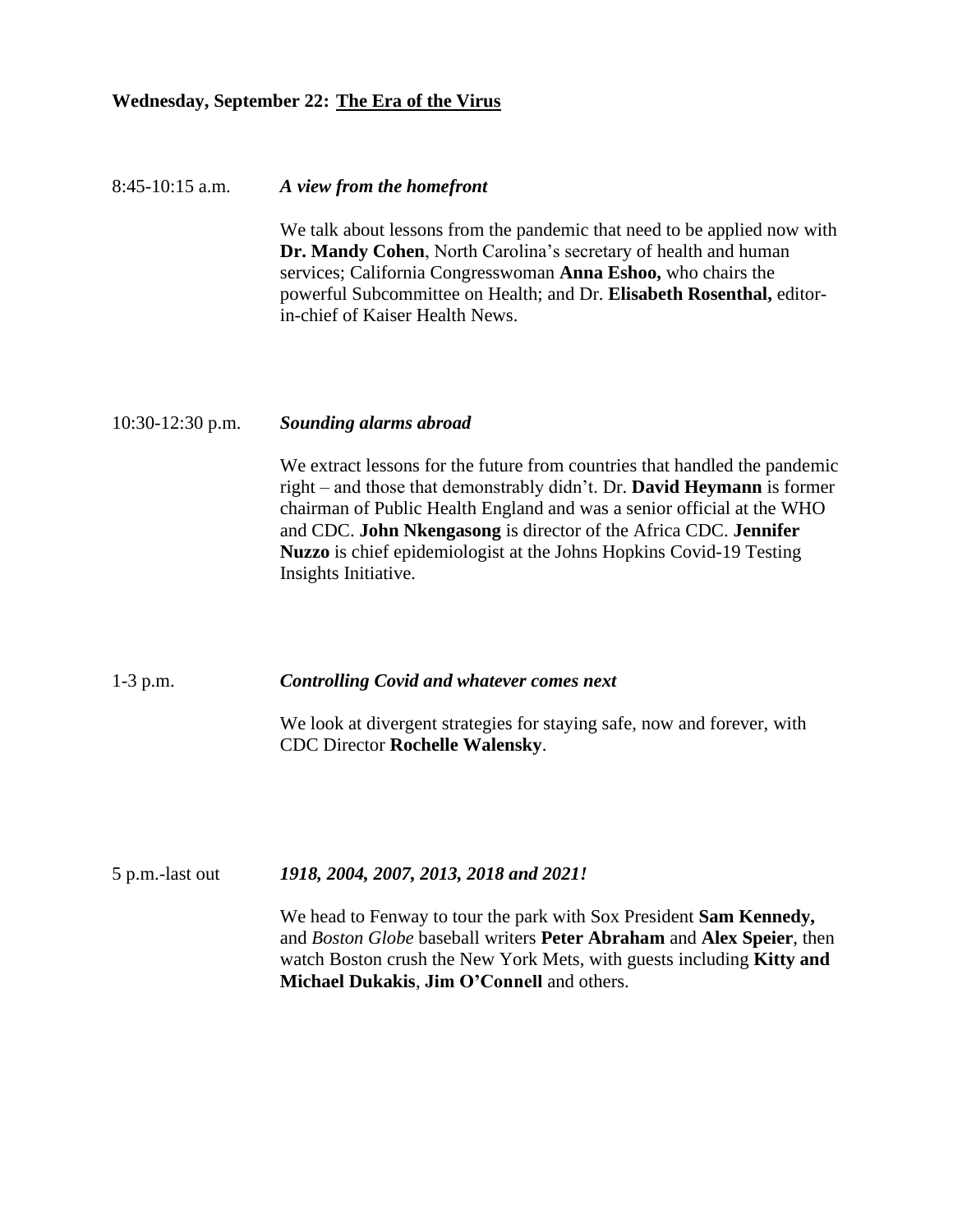**Wednesday, September 22: <u>The Era of the Virus</u>**

8:45-10:15 a.m. ***A view from the homefront***

We talk about lessons from the pandemic that need to be applied now with **Dr. Mandy Cohen**, North Carolina's secretary of health and human services; California Congresswoman **Anna Eshoo,** who chairs the powerful Subcommittee on Health; and Dr. **Elisabeth Rosenthal,** editor-in-chief of Kaiser Health News.

10:30-12:30 p.m. ***Sounding alarms abroad***

We extract lessons for the future from countries that handled the pandemic right – and those that demonstrably didn't. Dr. **David Heymann** is former chairman of Public Health England and was a senior official at the WHO and CDC. **John Nkengasong** is director of the Africa CDC. **Jennifer Nuzzo** is chief epidemiologist at the Johns Hopkins Covid-19 Testing Insights Initiative.

1-3 p.m. ***Controlling Covid and whatever comes next***

We look at divergent strategies for staying safe, now and forever, with CDC Director **Rochelle Walensky**.

5 p.m.-last out ***1918, 2004, 2007, 2013, 2018 and 2021!***

We head to Fenway to tour the park with Sox President **Sam Kennedy,** and *Boston Globe* baseball writers **Peter Abraham** and **Alex Speier**, then watch Boston crush the New York Mets, with guests including **Kitty and Michael Dukakis**, **Jim O'Connell** and others.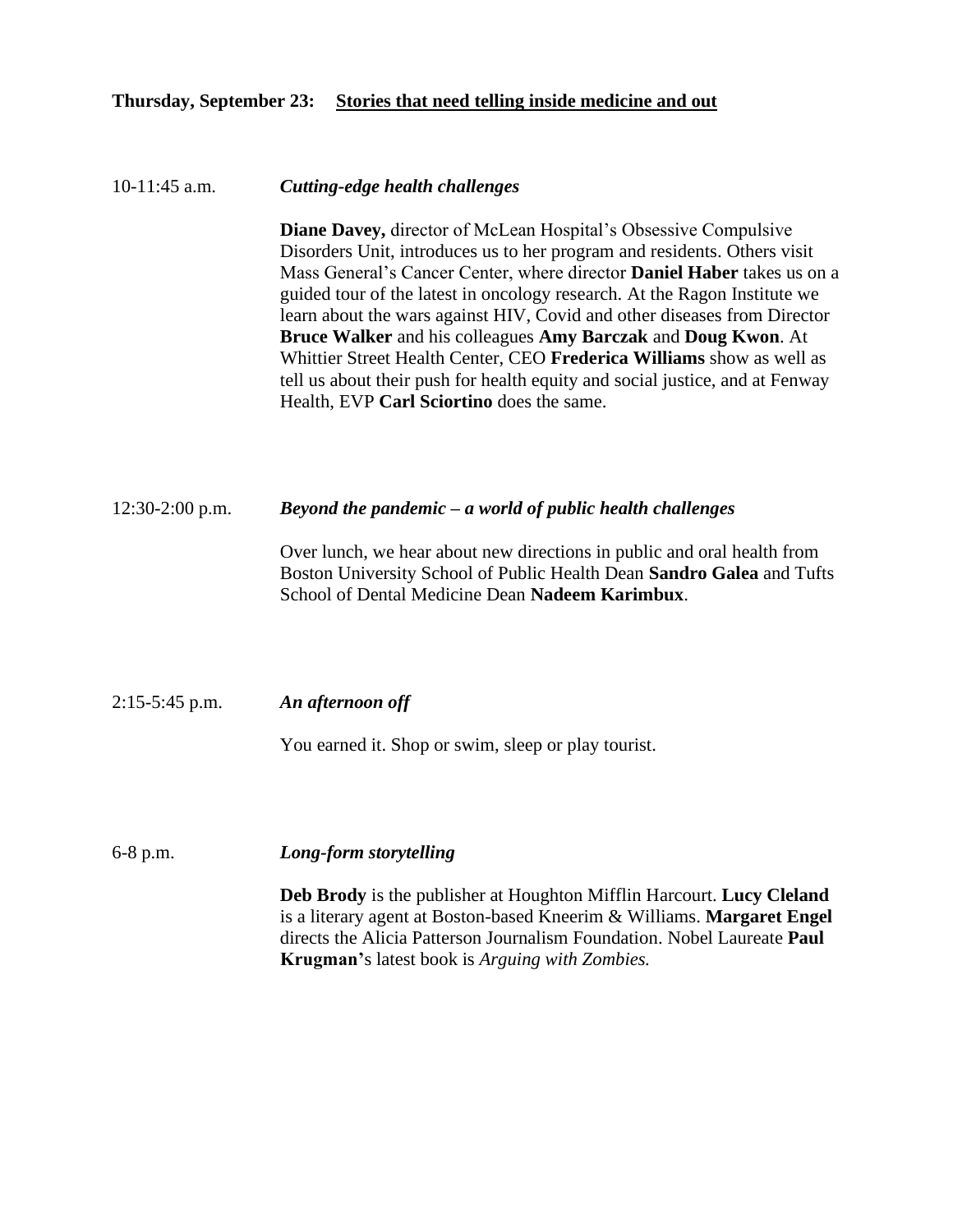**Thursday, September 23:** **Stories that need telling inside medicine and out**

10-11:45 a.m. ***Cutting-edge health challenges***

**Diane Davey,** director of McLean Hospital's Obsessive Compulsive Disorders Unit, introduces us to her program and residents. Others visit Mass General's Cancer Center, where director **Daniel Haber** takes us on a guided tour of the latest in oncology research. At the Ragon Institute we learn about the wars against HIV, Covid and other diseases from Director **Bruce Walker** and his colleagues **Amy Barczak** and **Doug Kwon**. At Whittier Street Health Center, CEO **Frederica Williams** show as well as tell us about their push for health equity and social justice, and at Fenway Health, EVP **Carl Sciortino** does the same.

12:30-2:00 p.m. ***Beyond the pandemic – a world of public health challenges***

Over lunch, we hear about new directions in public and oral health from Boston University School of Public Health Dean **Sandro Galea** and Tufts School of Dental Medicine Dean **Nadeem Karimbux**.

2:15-5:45 p.m. ***An afternoon off***

You earned it. Shop or swim, sleep or play tourist.

6-8 p.m. ***Long-form storytelling***

**Deb Brody** is the publisher at Houghton Mifflin Harcourt. **Lucy Cleland** is a literary agent at Boston-based Kneerim & Williams. **Margaret Engel** directs the Alicia Patterson Journalism Foundation. Nobel Laureate **Paul Krugman**'s latest book is *Arguing with Zombies.*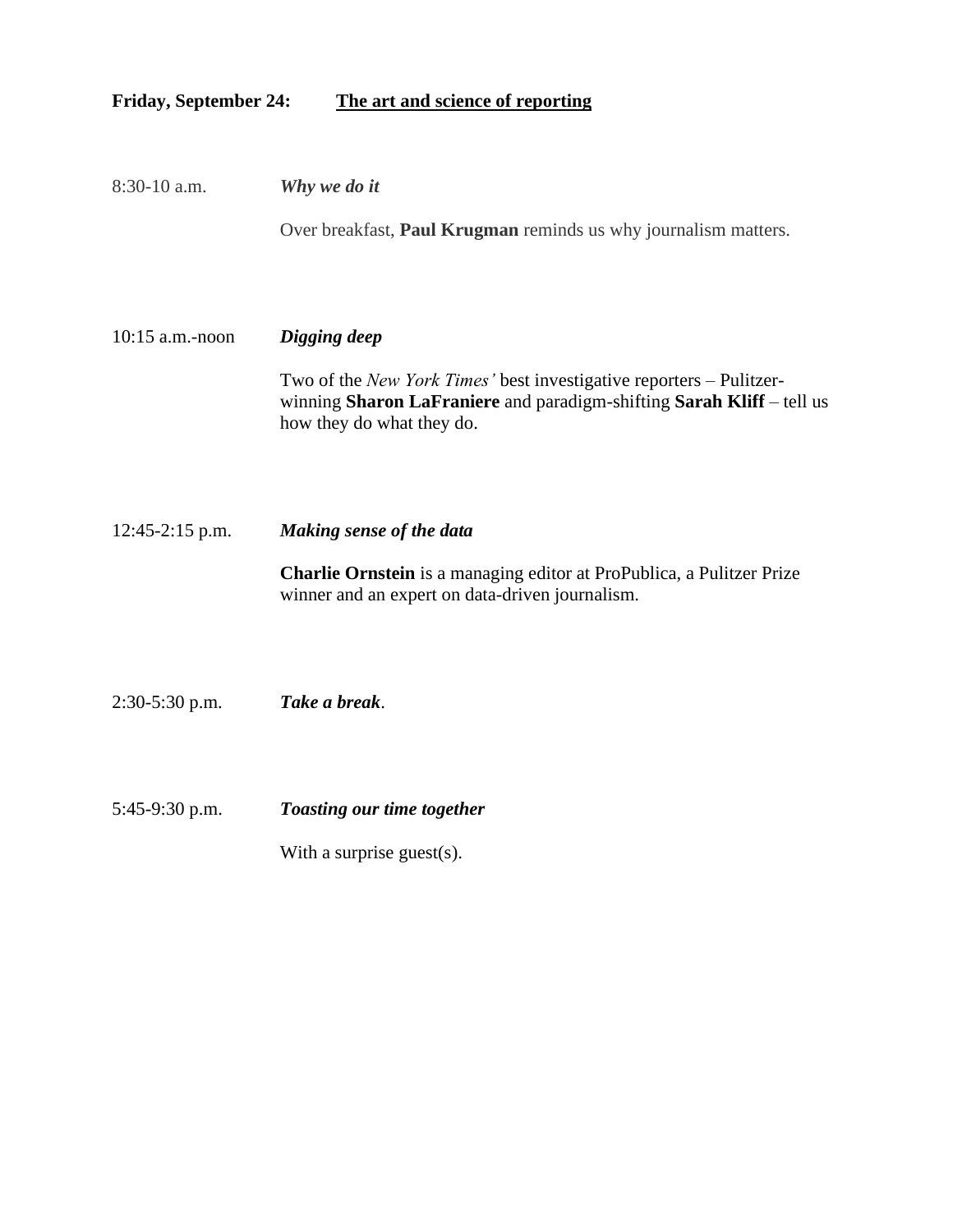**Friday, September 24:** <u>**The art and science of reporting**</u>

8:30-10 a.m. ***Why we do it***

Over breakfast, **Paul Krugman** reminds us why journalism matters.

10:15 a.m.-noon ***Digging deep***

Two of the *New York Times'* best investigative reporters – Pulitzer-winning **Sharon LaFraniere** and paradigm-shifting **Sarah Kliff** – tell us how they do what they do.

12:45-2:15 p.m. ***Making sense of the data***

**Charlie Ornstein** is a managing editor at ProPublica, a Pulitzer Prize winner and an expert on data-driven journalism.

2:30-5:30 p.m. ***Take a break***.

5:45-9:30 p.m. ***Toasting our time together***

With a surprise guest(s).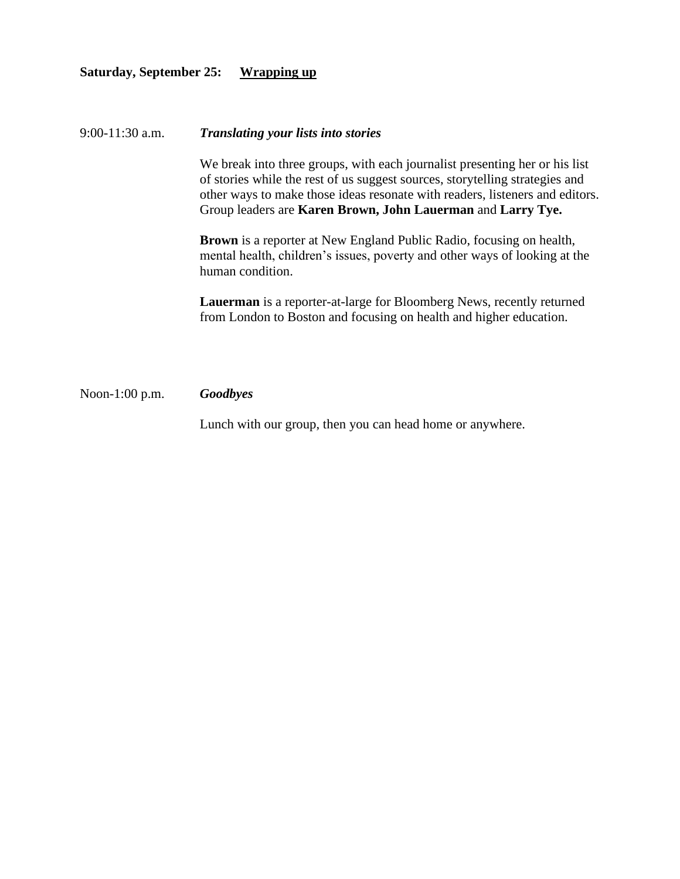**Saturday, September 25:** **<u>Wrapping up</u>**

9:00-11:30 a.m. ***Translating your lists into stories***

We break into three groups, with each journalist presenting her or his list of stories while the rest of us suggest sources, storytelling strategies and other ways to make those ideas resonate with readers, listeners and editors. Group leaders are **Karen Brown, John Lauerman** and **Larry Tye.**

**Brown** is a reporter at New England Public Radio, focusing on health, mental health, children's issues, poverty and other ways of looking at the human condition.

**Lauerman** is a reporter-at-large for Bloomberg News, recently returned from London to Boston and focusing on health and higher education.

Noon-1:00 p.m. ***Goodbyes***

Lunch with our group, then you can head home or anywhere.